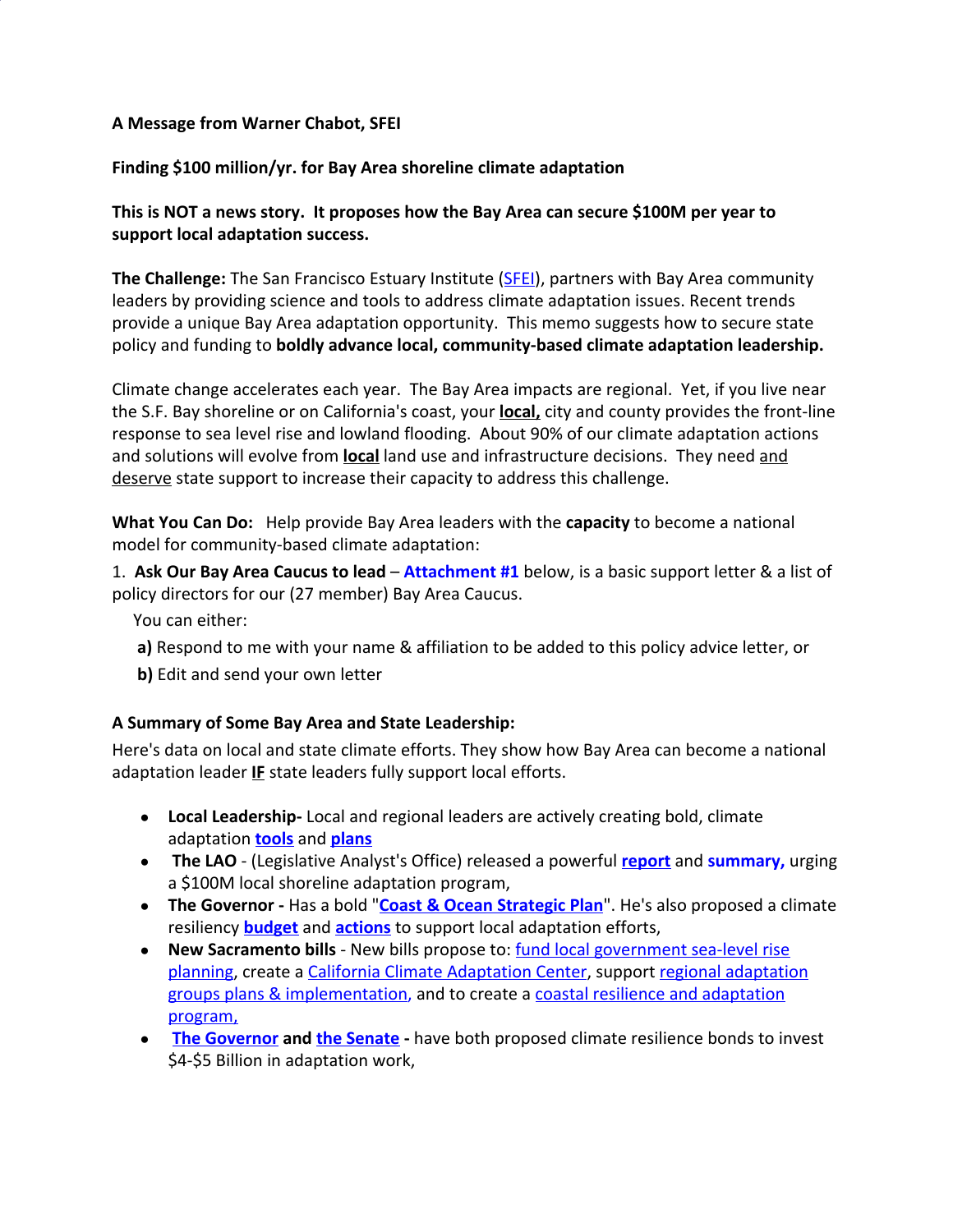**A Message from Warner Chabot, SFEI**

**Finding $100 million/yr. for Bay Area shoreline climate adaptation**

**This is NOT a news story. It proposes how the Bay Area can secure $100M per year to support local adaptation success.**

**The Challenge:** The San Francisco Estuary Institute (SFEI), partners with Bay Area community leaders by providing science and tools to address climate adaptation issues. Recent trends provide a unique Bay Area adaptation opportunity. This memo suggests how to secure state policy and funding to **boldly advance local, community-based climate adaptation leadership.**

Climate change accelerates each year. The Bay Area impacts are regional. Yet, if you live near the S.F. Bay shoreline or on California's coast, your **local,** city and county provides the front-line response to sea level rise and lowland flooding. About 90% of our climate adaptation actions and solutions will evolve from **local** land use and infrastructure decisions. They need and deserve state support to increase their capacity to address this challenge.

**What You Can Do:** Help provide Bay Area leaders with the **capacity** to become a national model for community-based climate adaptation:

1. **Ask Our Bay Area Caucus to lead** – **Attachment #1** below, is a basic support letter & a list of policy directors for our (27 member) Bay Area Caucus.

   You can either:

   **a)** Respond to me with your name & affiliation to be added to this policy advice letter, or

   **b)** Edit and send your own letter

**A Summary of Some Bay Area and State Leadership:**

Here's data on local and state climate efforts. They show how Bay Area can become a national adaptation leader **IF** state leaders fully support local efforts.

- **Local Leadership-** Local and regional leaders are actively creating bold, climate adaptation **tools** and **plans**
- **The LAO** - (Legislative Analyst's Office) released a powerful **report** and **summary,** urging a $100M local shoreline adaptation program,
- **The Governor -** Has a bold "**Coast & Ocean Strategic Plan**". He's also proposed a climate resiliency **budget** and **actions** to support local adaptation efforts,
- **New Sacramento bills** - New bills propose to: fund local government sea-level rise planning, create a California Climate Adaptation Center, support regional adaptation groups plans & implementation, and to create a coastal resilience and adaptation program,
- **The Governor** and **the Senate -** have both proposed climate resilience bonds to invest $4-$5 Billion in adaptation work,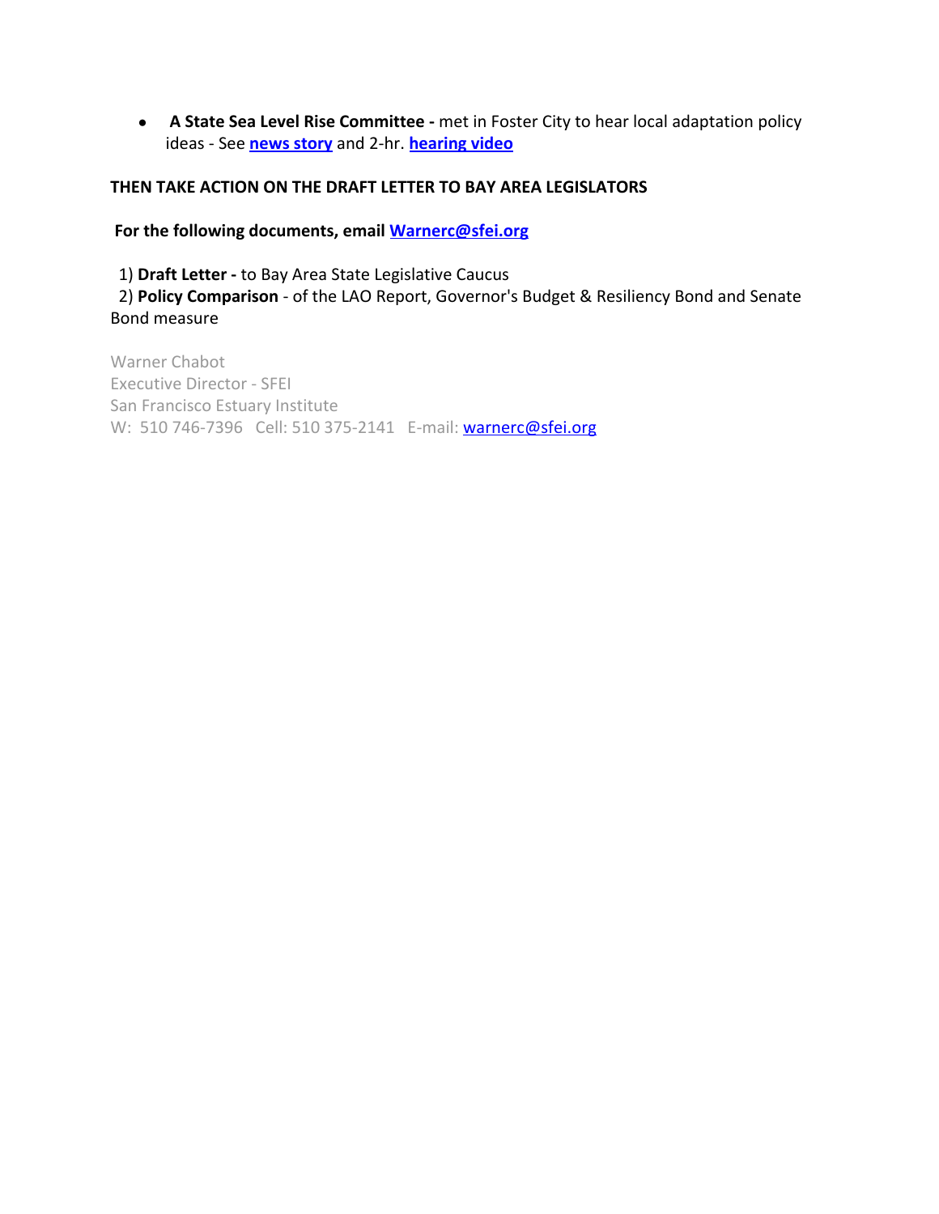- **A State Sea Level Rise Committee -** met in Foster City to hear local adaptation policy ideas - See **news story** and 2-hr. **hearing video**

**THEN TAKE ACTION ON THE DRAFT LETTER TO BAY AREA LEGISLATORS**

**For the following documents, email Warnerc@sfei.org**

1) **Draft Letter -** to Bay Area State Legislative Caucus
2) **Policy Comparison** - of the LAO Report, Governor's Budget & Resiliency Bond and Senate Bond measure

Warner Chabot
Executive Director - SFEI
San Francisco Estuary Institute
W: 510 746-7396   Cell: 510 375-2141   E-mail: warnerc@sfei.org